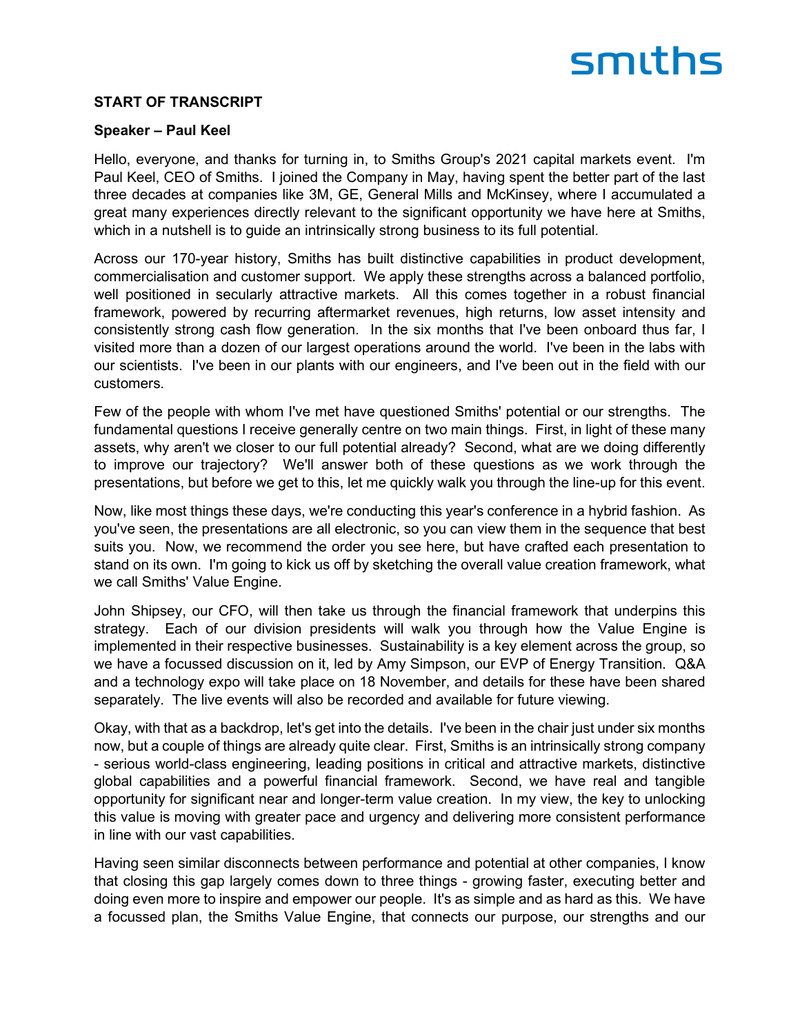**START OF TRANSCRIPT**

**Speaker – Paul Keel**

Hello, everyone, and thanks for turning in, to Smiths Group's 2021 capital markets event. I'm Paul Keel, CEO of Smiths. I joined the Company in May, having spent the better part of the last three decades at companies like 3M, GE, General Mills and McKinsey, where I accumulated a great many experiences directly relevant to the significant opportunity we have here at Smiths, which in a nutshell is to guide an intrinsically strong business to its full potential.

Across our 170-year history, Smiths has built distinctive capabilities in product development, commercialisation and customer support. We apply these strengths across a balanced portfolio, well positioned in secularly attractive markets. All this comes together in a robust financial framework, powered by recurring aftermarket revenues, high returns, low asset intensity and consistently strong cash flow generation. In the six months that I've been onboard thus far, I visited more than a dozen of our largest operations around the world. I've been in the labs with our scientists. I've been in our plants with our engineers, and I've been out in the field with our customers.

Few of the people with whom I've met have questioned Smiths' potential or our strengths. The fundamental questions I receive generally centre on two main things. First, in light of these many assets, why aren't we closer to our full potential already? Second, what are we doing differently to improve our trajectory? We'll answer both of these questions as we work through the presentations, but before we get to this, let me quickly walk you through the line-up for this event.

Now, like most things these days, we're conducting this year's conference in a hybrid fashion. As you've seen, the presentations are all electronic, so you can view them in the sequence that best suits you. Now, we recommend the order you see here, but have crafted each presentation to stand on its own. I'm going to kick us off by sketching the overall value creation framework, what we call Smiths' Value Engine.

John Shipsey, our CFO, will then take us through the financial framework that underpins this strategy. Each of our division presidents will walk you through how the Value Engine is implemented in their respective businesses. Sustainability is a key element across the group, so we have a focussed discussion on it, led by Amy Simpson, our EVP of Energy Transition. Q&A and a technology expo will take place on 18 November, and details for these have been shared separately. The live events will also be recorded and available for future viewing.

Okay, with that as a backdrop, let's get into the details. I've been in the chair just under six months now, but a couple of things are already quite clear. First, Smiths is an intrinsically strong company - serious world-class engineering, leading positions in critical and attractive markets, distinctive global capabilities and a powerful financial framework. Second, we have real and tangible opportunity for significant near and longer-term value creation. In my view, the key to unlocking this value is moving with greater pace and urgency and delivering more consistent performance in line with our vast capabilities.

Having seen similar disconnects between performance and potential at other companies, I know that closing this gap largely comes down to three things - growing faster, executing better and doing even more to inspire and empower our people. It's as simple and as hard as this. We have a focussed plan, the Smiths Value Engine, that connects our purpose, our strengths and our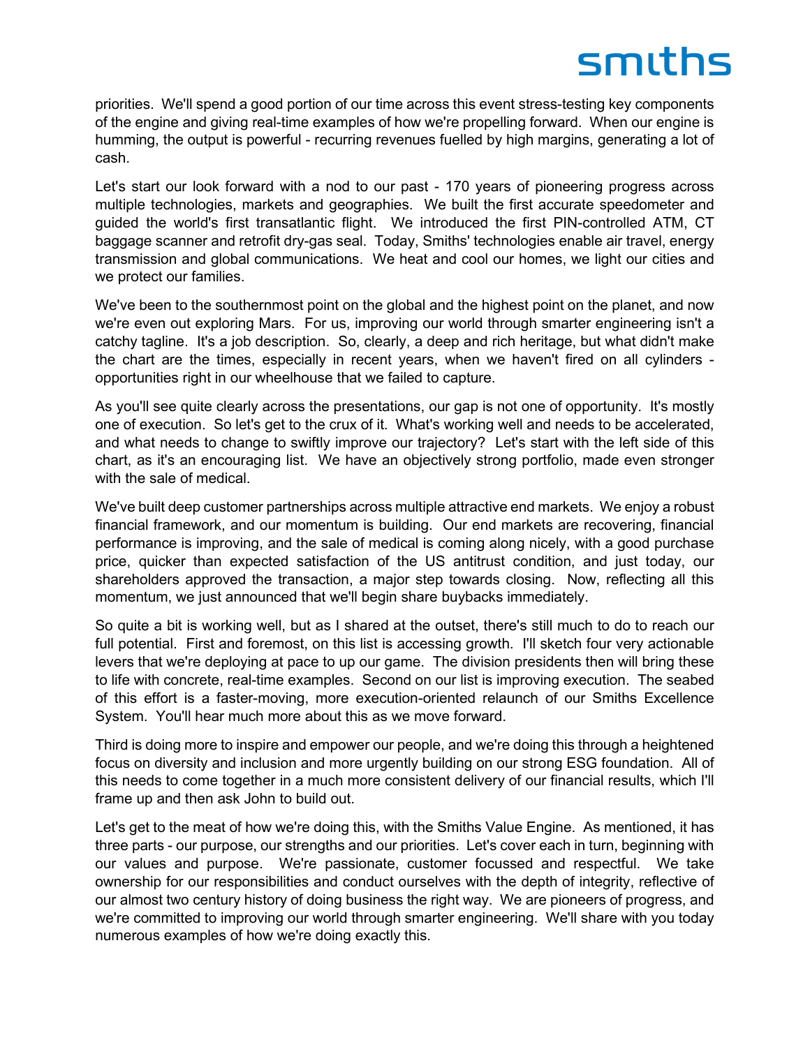priorities. We'll spend a good portion of our time across this event stress-testing key components of the engine and giving real-time examples of how we're propelling forward. When our engine is humming, the output is powerful - recurring revenues fuelled by high margins, generating a lot of cash.

Let's start our look forward with a nod to our past - 170 years of pioneering progress across multiple technologies, markets and geographies. We built the first accurate speedometer and guided the world's first transatlantic flight. We introduced the first PIN-controlled ATM, CT baggage scanner and retrofit dry-gas seal. Today, Smiths' technologies enable air travel, energy transmission and global communications. We heat and cool our homes, we light our cities and we protect our families.

We've been to the southernmost point on the global and the highest point on the planet, and now we're even out exploring Mars. For us, improving our world through smarter engineering isn't a catchy tagline. It's a job description. So, clearly, a deep and rich heritage, but what didn't make the chart are the times, especially in recent years, when we haven't fired on all cylinders - opportunities right in our wheelhouse that we failed to capture.

As you'll see quite clearly across the presentations, our gap is not one of opportunity. It's mostly one of execution. So let's get to the crux of it. What's working well and needs to be accelerated, and what needs to change to swiftly improve our trajectory? Let's start with the left side of this chart, as it's an encouraging list. We have an objectively strong portfolio, made even stronger with the sale of medical.

We've built deep customer partnerships across multiple attractive end markets. We enjoy a robust financial framework, and our momentum is building. Our end markets are recovering, financial performance is improving, and the sale of medical is coming along nicely, with a good purchase price, quicker than expected satisfaction of the US antitrust condition, and just today, our shareholders approved the transaction, a major step towards closing. Now, reflecting all this momentum, we just announced that we'll begin share buybacks immediately.

So quite a bit is working well, but as I shared at the outset, there's still much to do to reach our full potential. First and foremost, on this list is accessing growth. I'll sketch four very actionable levers that we're deploying at pace to up our game. The division presidents then will bring these to life with concrete, real-time examples. Second on our list is improving execution. The seabed of this effort is a faster-moving, more execution-oriented relaunch of our Smiths Excellence System. You'll hear much more about this as we move forward.

Third is doing more to inspire and empower our people, and we're doing this through a heightened focus on diversity and inclusion and more urgently building on our strong ESG foundation. All of this needs to come together in a much more consistent delivery of our financial results, which I'll frame up and then ask John to build out.

Let's get to the meat of how we're doing this, with the Smiths Value Engine. As mentioned, it has three parts - our purpose, our strengths and our priorities. Let's cover each in turn, beginning with our values and purpose. We're passionate, customer focussed and respectful. We take ownership for our responsibilities and conduct ourselves with the depth of integrity, reflective of our almost two century history of doing business the right way. We are pioneers of progress, and we're committed to improving our world through smarter engineering. We'll share with you today numerous examples of how we're doing exactly this.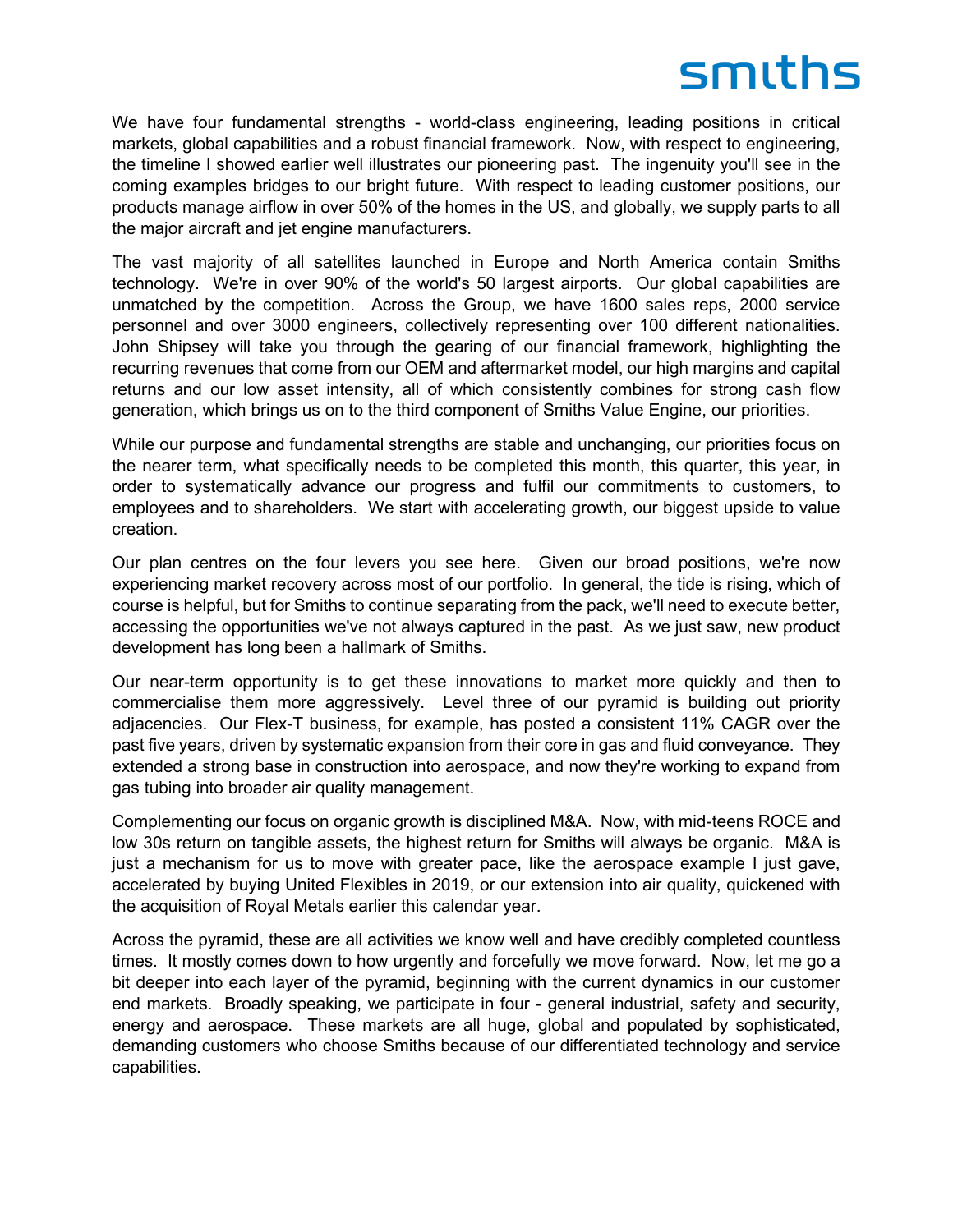We have four fundamental strengths - world-class engineering, leading positions in critical markets, global capabilities and a robust financial framework. Now, with respect to engineering, the timeline I showed earlier well illustrates our pioneering past. The ingenuity you'll see in the coming examples bridges to our bright future. With respect to leading customer positions, our products manage airflow in over 50% of the homes in the US, and globally, we supply parts to all the major aircraft and jet engine manufacturers.

The vast majority of all satellites launched in Europe and North America contain Smiths technology. We're in over 90% of the world's 50 largest airports. Our global capabilities are unmatched by the competition. Across the Group, we have 1600 sales reps, 2000 service personnel and over 3000 engineers, collectively representing over 100 different nationalities. John Shipsey will take you through the gearing of our financial framework, highlighting the recurring revenues that come from our OEM and aftermarket model, our high margins and capital returns and our low asset intensity, all of which consistently combines for strong cash flow generation, which brings us on to the third component of Smiths Value Engine, our priorities.

While our purpose and fundamental strengths are stable and unchanging, our priorities focus on the nearer term, what specifically needs to be completed this month, this quarter, this year, in order to systematically advance our progress and fulfil our commitments to customers, to employees and to shareholders. We start with accelerating growth, our biggest upside to value creation.

Our plan centres on the four levers you see here. Given our broad positions, we're now experiencing market recovery across most of our portfolio. In general, the tide is rising, which of course is helpful, but for Smiths to continue separating from the pack, we'll need to execute better, accessing the opportunities we've not always captured in the past. As we just saw, new product development has long been a hallmark of Smiths.

Our near-term opportunity is to get these innovations to market more quickly and then to commercialise them more aggressively. Level three of our pyramid is building out priority adjacencies. Our Flex-T business, for example, has posted a consistent 11% CAGR over the past five years, driven by systematic expansion from their core in gas and fluid conveyance. They extended a strong base in construction into aerospace, and now they're working to expand from gas tubing into broader air quality management.

Complementing our focus on organic growth is disciplined M&A. Now, with mid-teens ROCE and low 30s return on tangible assets, the highest return for Smiths will always be organic. M&A is just a mechanism for us to move with greater pace, like the aerospace example I just gave, accelerated by buying United Flexibles in 2019, or our extension into air quality, quickened with the acquisition of Royal Metals earlier this calendar year.

Across the pyramid, these are all activities we know well and have credibly completed countless times. It mostly comes down to how urgently and forcefully we move forward. Now, let me go a bit deeper into each layer of the pyramid, beginning with the current dynamics in our customer end markets. Broadly speaking, we participate in four - general industrial, safety and security, energy and aerospace. These markets are all huge, global and populated by sophisticated, demanding customers who choose Smiths because of our differentiated technology and service capabilities.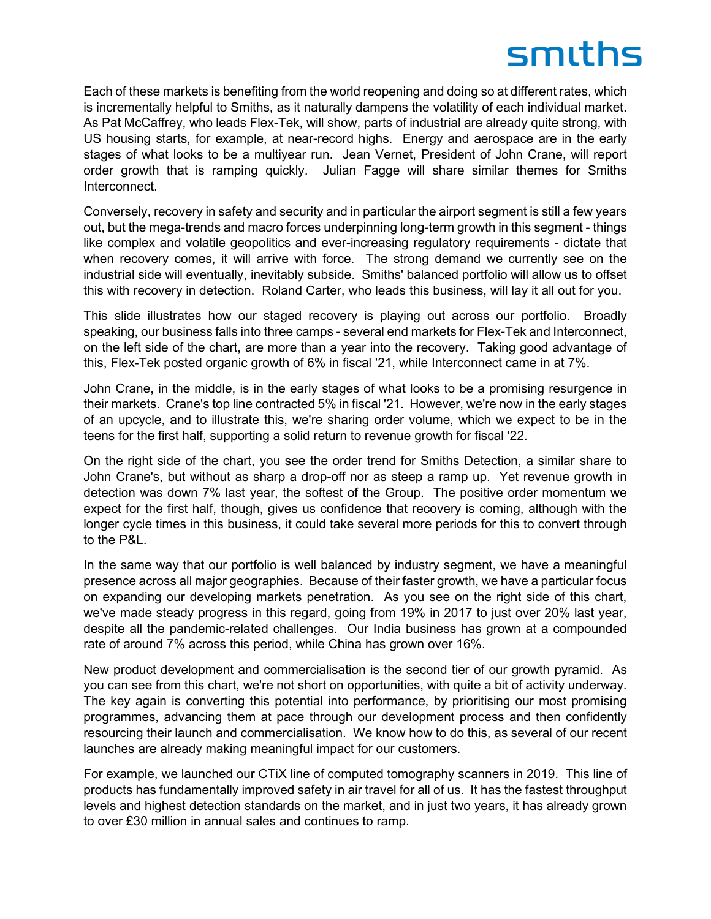Each of these markets is benefiting from the world reopening and doing so at different rates, which is incrementally helpful to Smiths, as it naturally dampens the volatility of each individual market. As Pat McCaffrey, who leads Flex-Tek, will show, parts of industrial are already quite strong, with US housing starts, for example, at near-record highs. Energy and aerospace are in the early stages of what looks to be a multiyear run. Jean Vernet, President of John Crane, will report order growth that is ramping quickly. Julian Fagge will share similar themes for Smiths Interconnect.

Conversely, recovery in safety and security and in particular the airport segment is still a few years out, but the mega-trends and macro forces underpinning long-term growth in this segment - things like complex and volatile geopolitics and ever-increasing regulatory requirements - dictate that when recovery comes, it will arrive with force. The strong demand we currently see on the industrial side will eventually, inevitably subside. Smiths' balanced portfolio will allow us to offset this with recovery in detection. Roland Carter, who leads this business, will lay it all out for you.

This slide illustrates how our staged recovery is playing out across our portfolio. Broadly speaking, our business falls into three camps - several end markets for Flex-Tek and Interconnect, on the left side of the chart, are more than a year into the recovery. Taking good advantage of this, Flex-Tek posted organic growth of 6% in fiscal '21, while Interconnect came in at 7%.

John Crane, in the middle, is in the early stages of what looks to be a promising resurgence in their markets. Crane's top line contracted 5% in fiscal '21. However, we're now in the early stages of an upcycle, and to illustrate this, we're sharing order volume, which we expect to be in the teens for the first half, supporting a solid return to revenue growth for fiscal '22.

On the right side of the chart, you see the order trend for Smiths Detection, a similar share to John Crane's, but without as sharp a drop-off nor as steep a ramp up. Yet revenue growth in detection was down 7% last year, the softest of the Group. The positive order momentum we expect for the first half, though, gives us confidence that recovery is coming, although with the longer cycle times in this business, it could take several more periods for this to convert through to the P&L.

In the same way that our portfolio is well balanced by industry segment, we have a meaningful presence across all major geographies. Because of their faster growth, we have a particular focus on expanding our developing markets penetration. As you see on the right side of this chart, we've made steady progress in this regard, going from 19% in 2017 to just over 20% last year, despite all the pandemic-related challenges. Our India business has grown at a compounded rate of around 7% across this period, while China has grown over 16%.

New product development and commercialisation is the second tier of our growth pyramid. As you can see from this chart, we're not short on opportunities, with quite a bit of activity underway. The key again is converting this potential into performance, by prioritising our most promising programmes, advancing them at pace through our development process and then confidently resourcing their launch and commercialisation. We know how to do this, as several of our recent launches are already making meaningful impact for our customers.

For example, we launched our CTiX line of computed tomography scanners in 2019. This line of products has fundamentally improved safety in air travel for all of us. It has the fastest throughput levels and highest detection standards on the market, and in just two years, it has already grown to over £30 million in annual sales and continues to ramp.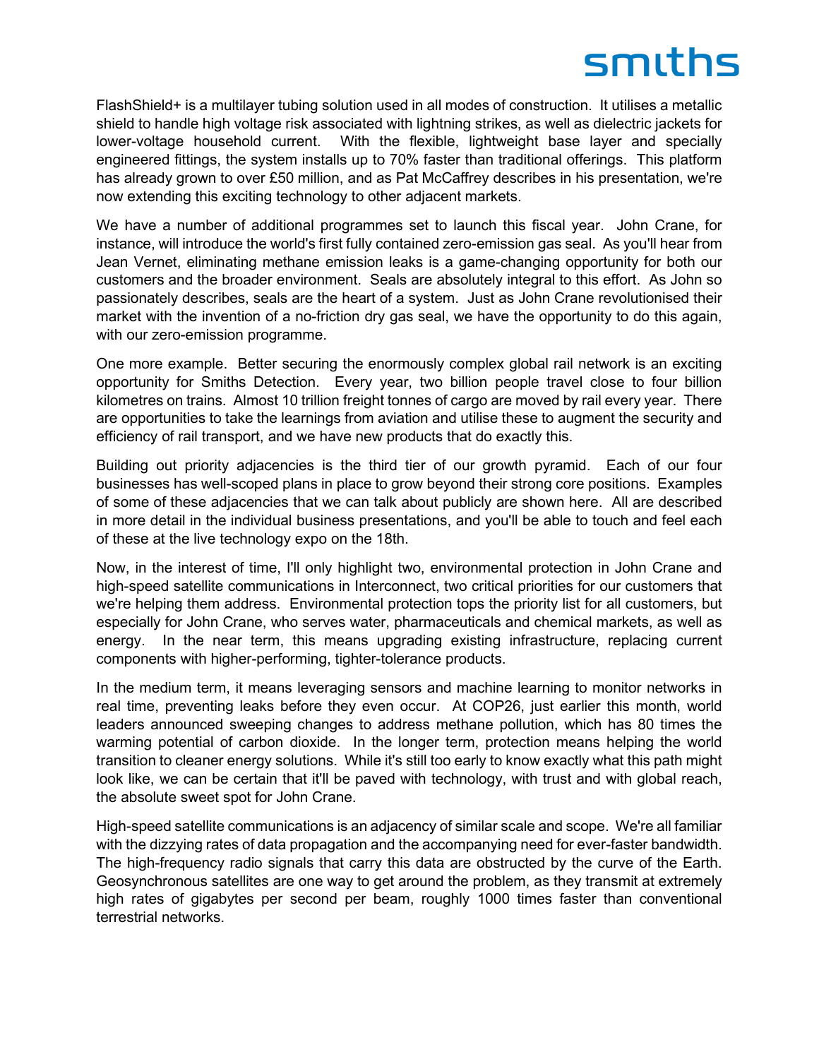FlashShield+ is a multilayer tubing solution used in all modes of construction. It utilises a metallic shield to handle high voltage risk associated with lightning strikes, as well as dielectric jackets for lower-voltage household current. With the flexible, lightweight base layer and specially engineered fittings, the system installs up to 70% faster than traditional offerings. This platform has already grown to over £50 million, and as Pat McCaffrey describes in his presentation, we're now extending this exciting technology to other adjacent markets.

We have a number of additional programmes set to launch this fiscal year. John Crane, for instance, will introduce the world's first fully contained zero-emission gas seal. As you'll hear from Jean Vernet, eliminating methane emission leaks is a game-changing opportunity for both our customers and the broader environment. Seals are absolutely integral to this effort. As John so passionately describes, seals are the heart of a system. Just as John Crane revolutionised their market with the invention of a no-friction dry gas seal, we have the opportunity to do this again, with our zero-emission programme.

One more example. Better securing the enormously complex global rail network is an exciting opportunity for Smiths Detection. Every year, two billion people travel close to four billion kilometres on trains. Almost 10 trillion freight tonnes of cargo are moved by rail every year. There are opportunities to take the learnings from aviation and utilise these to augment the security and efficiency of rail transport, and we have new products that do exactly this.

Building out priority adjacencies is the third tier of our growth pyramid. Each of our four businesses has well-scoped plans in place to grow beyond their strong core positions. Examples of some of these adjacencies that we can talk about publicly are shown here. All are described in more detail in the individual business presentations, and you'll be able to touch and feel each of these at the live technology expo on the 18th.

Now, in the interest of time, I'll only highlight two, environmental protection in John Crane and high-speed satellite communications in Interconnect, two critical priorities for our customers that we're helping them address. Environmental protection tops the priority list for all customers, but especially for John Crane, who serves water, pharmaceuticals and chemical markets, as well as energy. In the near term, this means upgrading existing infrastructure, replacing current components with higher-performing, tighter-tolerance products.

In the medium term, it means leveraging sensors and machine learning to monitor networks in real time, preventing leaks before they even occur. At COP26, just earlier this month, world leaders announced sweeping changes to address methane pollution, which has 80 times the warming potential of carbon dioxide. In the longer term, protection means helping the world transition to cleaner energy solutions. While it's still too early to know exactly what this path might look like, we can be certain that it'll be paved with technology, with trust and with global reach, the absolute sweet spot for John Crane.

High-speed satellite communications is an adjacency of similar scale and scope. We're all familiar with the dizzying rates of data propagation and the accompanying need for ever-faster bandwidth. The high-frequency radio signals that carry this data are obstructed by the curve of the Earth. Geosynchronous satellites are one way to get around the problem, as they transmit at extremely high rates of gigabytes per second per beam, roughly 1000 times faster than conventional terrestrial networks.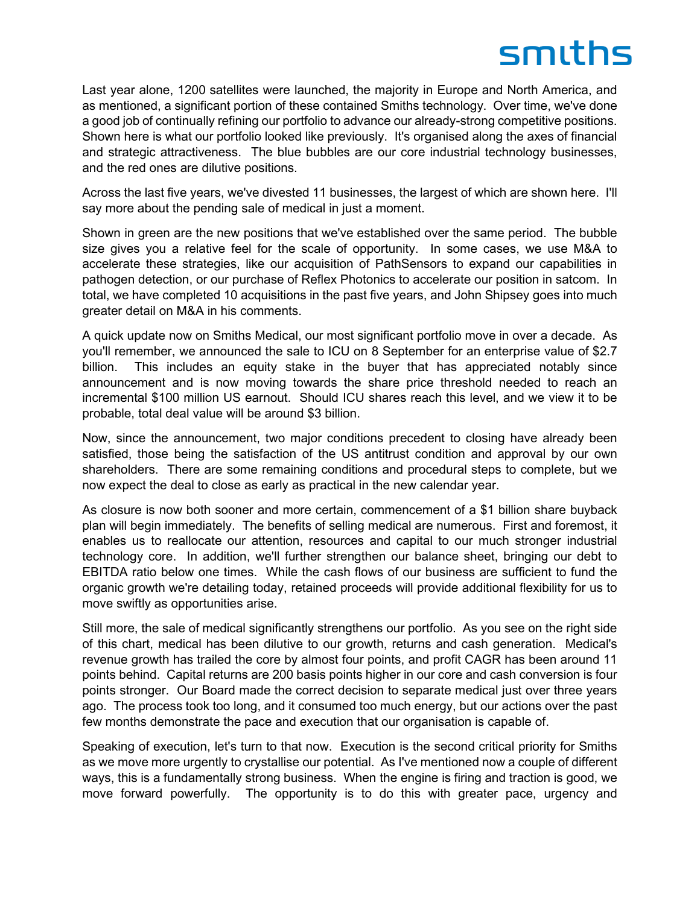Last year alone, 1200 satellites were launched, the majority in Europe and North America, and as mentioned, a significant portion of these contained Smiths technology. Over time, we've done a good job of continually refining our portfolio to advance our already-strong competitive positions. Shown here is what our portfolio looked like previously. It's organised along the axes of financial and strategic attractiveness. The blue bubbles are our core industrial technology businesses, and the red ones are dilutive positions.

Across the last five years, we've divested 11 businesses, the largest of which are shown here. I'll say more about the pending sale of medical in just a moment.

Shown in green are the new positions that we've established over the same period. The bubble size gives you a relative feel for the scale of opportunity. In some cases, we use M&A to accelerate these strategies, like our acquisition of PathSensors to expand our capabilities in pathogen detection, or our purchase of Reflex Photonics to accelerate our position in satcom. In total, we have completed 10 acquisitions in the past five years, and John Shipsey goes into much greater detail on M&A in his comments.

A quick update now on Smiths Medical, our most significant portfolio move in over a decade. As you'll remember, we announced the sale to ICU on 8 September for an enterprise value of $2.7 billion. This includes an equity stake in the buyer that has appreciated notably since announcement and is now moving towards the share price threshold needed to reach an incremental $100 million US earnout. Should ICU shares reach this level, and we view it to be probable, total deal value will be around $3 billion.

Now, since the announcement, two major conditions precedent to closing have already been satisfied, those being the satisfaction of the US antitrust condition and approval by our own shareholders. There are some remaining conditions and procedural steps to complete, but we now expect the deal to close as early as practical in the new calendar year.

As closure is now both sooner and more certain, commencement of a $1 billion share buyback plan will begin immediately. The benefits of selling medical are numerous. First and foremost, it enables us to reallocate our attention, resources and capital to our much stronger industrial technology core. In addition, we'll further strengthen our balance sheet, bringing our debt to EBITDA ratio below one times. While the cash flows of our business are sufficient to fund the organic growth we're detailing today, retained proceeds will provide additional flexibility for us to move swiftly as opportunities arise.

Still more, the sale of medical significantly strengthens our portfolio. As you see on the right side of this chart, medical has been dilutive to our growth, returns and cash generation. Medical's revenue growth has trailed the core by almost four points, and profit CAGR has been around 11 points behind. Capital returns are 200 basis points higher in our core and cash conversion is four points stronger. Our Board made the correct decision to separate medical just over three years ago. The process took too long, and it consumed too much energy, but our actions over the past few months demonstrate the pace and execution that our organisation is capable of.

Speaking of execution, let's turn to that now. Execution is the second critical priority for Smiths as we move more urgently to crystallise our potential. As I've mentioned now a couple of different ways, this is a fundamentally strong business. When the engine is firing and traction is good, we move forward powerfully. The opportunity is to do this with greater pace, urgency and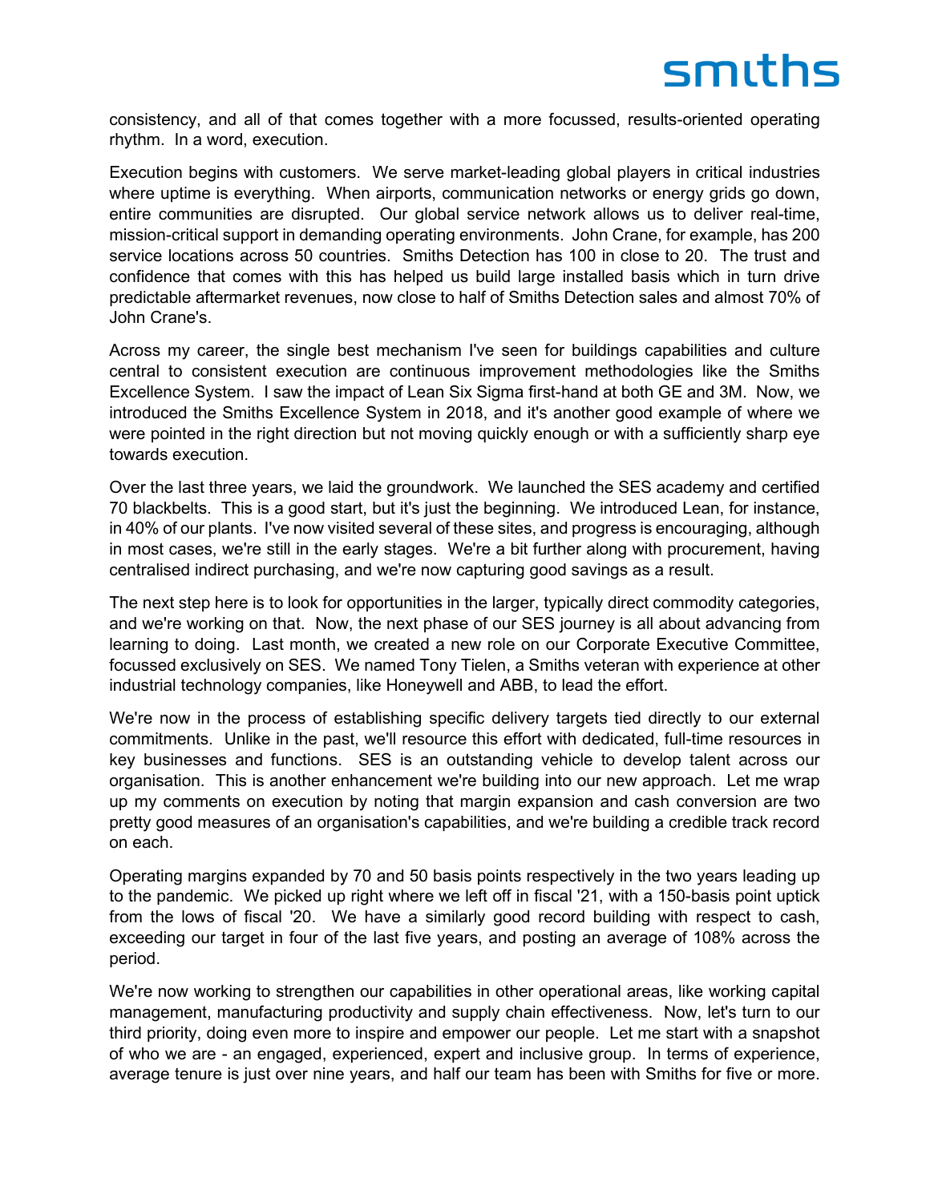consistency, and all of that comes together with a more focussed, results-oriented operating rhythm. In a word, execution.

Execution begins with customers. We serve market-leading global players in critical industries where uptime is everything. When airports, communication networks or energy grids go down, entire communities are disrupted. Our global service network allows us to deliver real-time, mission-critical support in demanding operating environments. John Crane, for example, has 200 service locations across 50 countries. Smiths Detection has 100 in close to 20. The trust and confidence that comes with this has helped us build large installed basis which in turn drive predictable aftermarket revenues, now close to half of Smiths Detection sales and almost 70% of John Crane's.

Across my career, the single best mechanism I've seen for buildings capabilities and culture central to consistent execution are continuous improvement methodologies like the Smiths Excellence System. I saw the impact of Lean Six Sigma first-hand at both GE and 3M. Now, we introduced the Smiths Excellence System in 2018, and it's another good example of where we were pointed in the right direction but not moving quickly enough or with a sufficiently sharp eye towards execution.

Over the last three years, we laid the groundwork. We launched the SES academy and certified 70 blackbelts. This is a good start, but it's just the beginning. We introduced Lean, for instance, in 40% of our plants. I've now visited several of these sites, and progress is encouraging, although in most cases, we're still in the early stages. We're a bit further along with procurement, having centralised indirect purchasing, and we're now capturing good savings as a result.

The next step here is to look for opportunities in the larger, typically direct commodity categories, and we're working on that. Now, the next phase of our SES journey is all about advancing from learning to doing. Last month, we created a new role on our Corporate Executive Committee, focussed exclusively on SES. We named Tony Tielen, a Smiths veteran with experience at other industrial technology companies, like Honeywell and ABB, to lead the effort.

We're now in the process of establishing specific delivery targets tied directly to our external commitments. Unlike in the past, we'll resource this effort with dedicated, full-time resources in key businesses and functions. SES is an outstanding vehicle to develop talent across our organisation. This is another enhancement we're building into our new approach. Let me wrap up my comments on execution by noting that margin expansion and cash conversion are two pretty good measures of an organisation's capabilities, and we're building a credible track record on each.

Operating margins expanded by 70 and 50 basis points respectively in the two years leading up to the pandemic. We picked up right where we left off in fiscal '21, with a 150-basis point uptick from the lows of fiscal '20. We have a similarly good record building with respect to cash, exceeding our target in four of the last five years, and posting an average of 108% across the period.

We're now working to strengthen our capabilities in other operational areas, like working capital management, manufacturing productivity and supply chain effectiveness. Now, let's turn to our third priority, doing even more to inspire and empower our people. Let me start with a snapshot of who we are - an engaged, experienced, expert and inclusive group. In terms of experience, average tenure is just over nine years, and half our team has been with Smiths for five or more.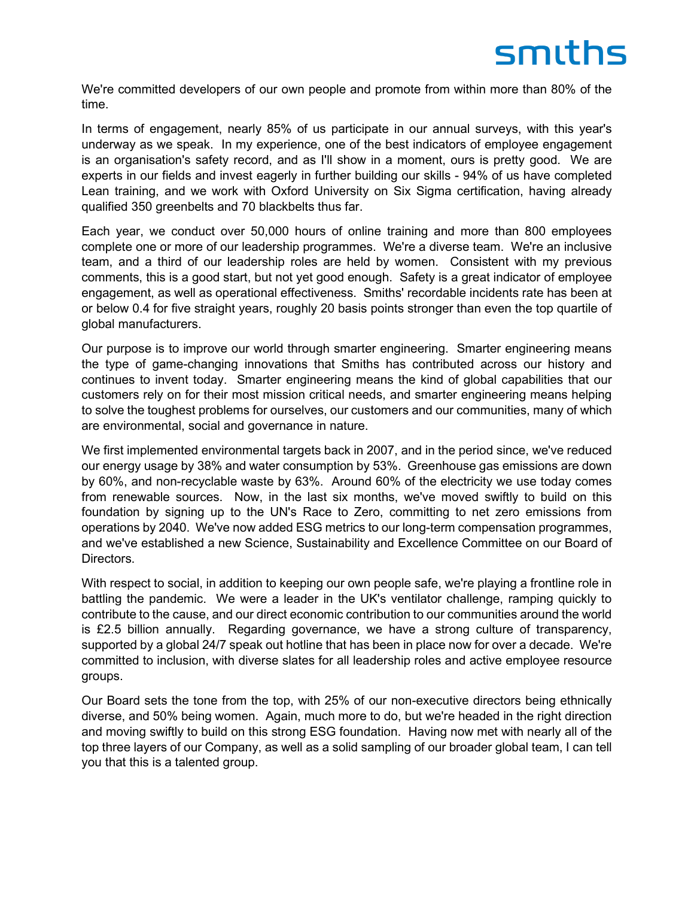We're committed developers of our own people and promote from within more than 80% of the time.

In terms of engagement, nearly 85% of us participate in our annual surveys, with this year's underway as we speak. In my experience, one of the best indicators of employee engagement is an organisation's safety record, and as I'll show in a moment, ours is pretty good. We are experts in our fields and invest eagerly in further building our skills - 94% of us have completed Lean training, and we work with Oxford University on Six Sigma certification, having already qualified 350 greenbelts and 70 blackbelts thus far.

Each year, we conduct over 50,000 hours of online training and more than 800 employees complete one or more of our leadership programmes. We're a diverse team. We're an inclusive team, and a third of our leadership roles are held by women. Consistent with my previous comments, this is a good start, but not yet good enough. Safety is a great indicator of employee engagement, as well as operational effectiveness. Smiths' recordable incidents rate has been at or below 0.4 for five straight years, roughly 20 basis points stronger than even the top quartile of global manufacturers.

Our purpose is to improve our world through smarter engineering. Smarter engineering means the type of game-changing innovations that Smiths has contributed across our history and continues to invent today. Smarter engineering means the kind of global capabilities that our customers rely on for their most mission critical needs, and smarter engineering means helping to solve the toughest problems for ourselves, our customers and our communities, many of which are environmental, social and governance in nature.

We first implemented environmental targets back in 2007, and in the period since, we've reduced our energy usage by 38% and water consumption by 53%. Greenhouse gas emissions are down by 60%, and non-recyclable waste by 63%. Around 60% of the electricity we use today comes from renewable sources. Now, in the last six months, we've moved swiftly to build on this foundation by signing up to the UN's Race to Zero, committing to net zero emissions from operations by 2040. We've now added ESG metrics to our long-term compensation programmes, and we've established a new Science, Sustainability and Excellence Committee on our Board of Directors.

With respect to social, in addition to keeping our own people safe, we're playing a frontline role in battling the pandemic. We were a leader in the UK's ventilator challenge, ramping quickly to contribute to the cause, and our direct economic contribution to our communities around the world is £2.5 billion annually. Regarding governance, we have a strong culture of transparency, supported by a global 24/7 speak out hotline that has been in place now for over a decade. We're committed to inclusion, with diverse slates for all leadership roles and active employee resource groups.

Our Board sets the tone from the top, with 25% of our non-executive directors being ethnically diverse, and 50% being women. Again, much more to do, but we're headed in the right direction and moving swiftly to build on this strong ESG foundation. Having now met with nearly all of the top three layers of our Company, as well as a solid sampling of our broader global team, I can tell you that this is a talented group.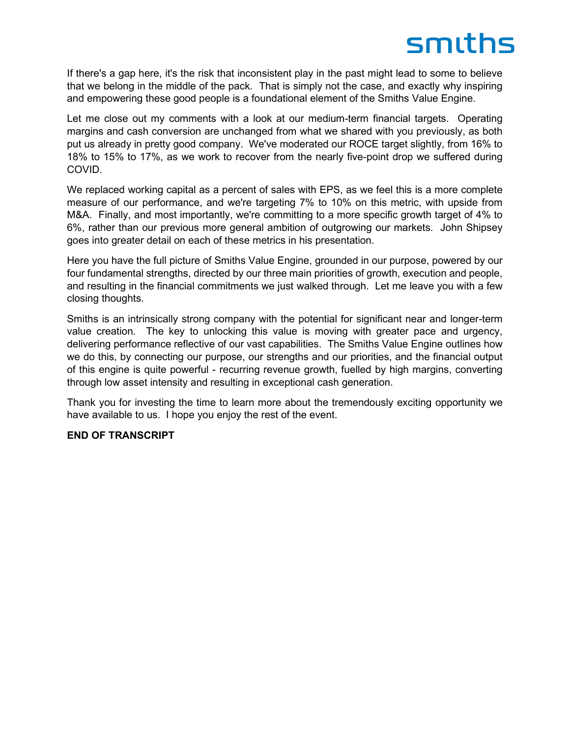If there's a gap here, it's the risk that inconsistent play in the past might lead to some to believe that we belong in the middle of the pack. That is simply not the case, and exactly why inspiring and empowering these good people is a foundational element of the Smiths Value Engine.

Let me close out my comments with a look at our medium-term financial targets. Operating margins and cash conversion are unchanged from what we shared with you previously, as both put us already in pretty good company. We've moderated our ROCE target slightly, from 16% to 18% to 15% to 17%, as we work to recover from the nearly five-point drop we suffered during COVID.

We replaced working capital as a percent of sales with EPS, as we feel this is a more complete measure of our performance, and we're targeting 7% to 10% on this metric, with upside from M&A. Finally, and most importantly, we're committing to a more specific growth target of 4% to 6%, rather than our previous more general ambition of outgrowing our markets. John Shipsey goes into greater detail on each of these metrics in his presentation.

Here you have the full picture of Smiths Value Engine, grounded in our purpose, powered by our four fundamental strengths, directed by our three main priorities of growth, execution and people, and resulting in the financial commitments we just walked through. Let me leave you with a few closing thoughts.

Smiths is an intrinsically strong company with the potential for significant near and longer-term value creation. The key to unlocking this value is moving with greater pace and urgency, delivering performance reflective of our vast capabilities. The Smiths Value Engine outlines how we do this, by connecting our purpose, our strengths and our priorities, and the financial output of this engine is quite powerful - recurring revenue growth, fuelled by high margins, converting through low asset intensity and resulting in exceptional cash generation.

Thank you for investing the time to learn more about the tremendously exciting opportunity we have available to us. I hope you enjoy the rest of the event.

**END OF TRANSCRIPT**